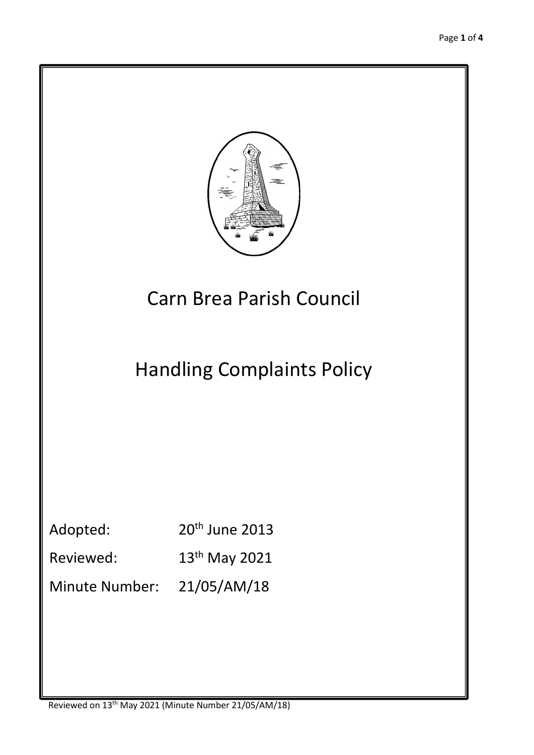# Carn Brea Parish Council

# Handling Complaints Policy

Adopted: 20th June 2013

Reviewed: 13th May 2021

Minute Number: 21/05/AM/18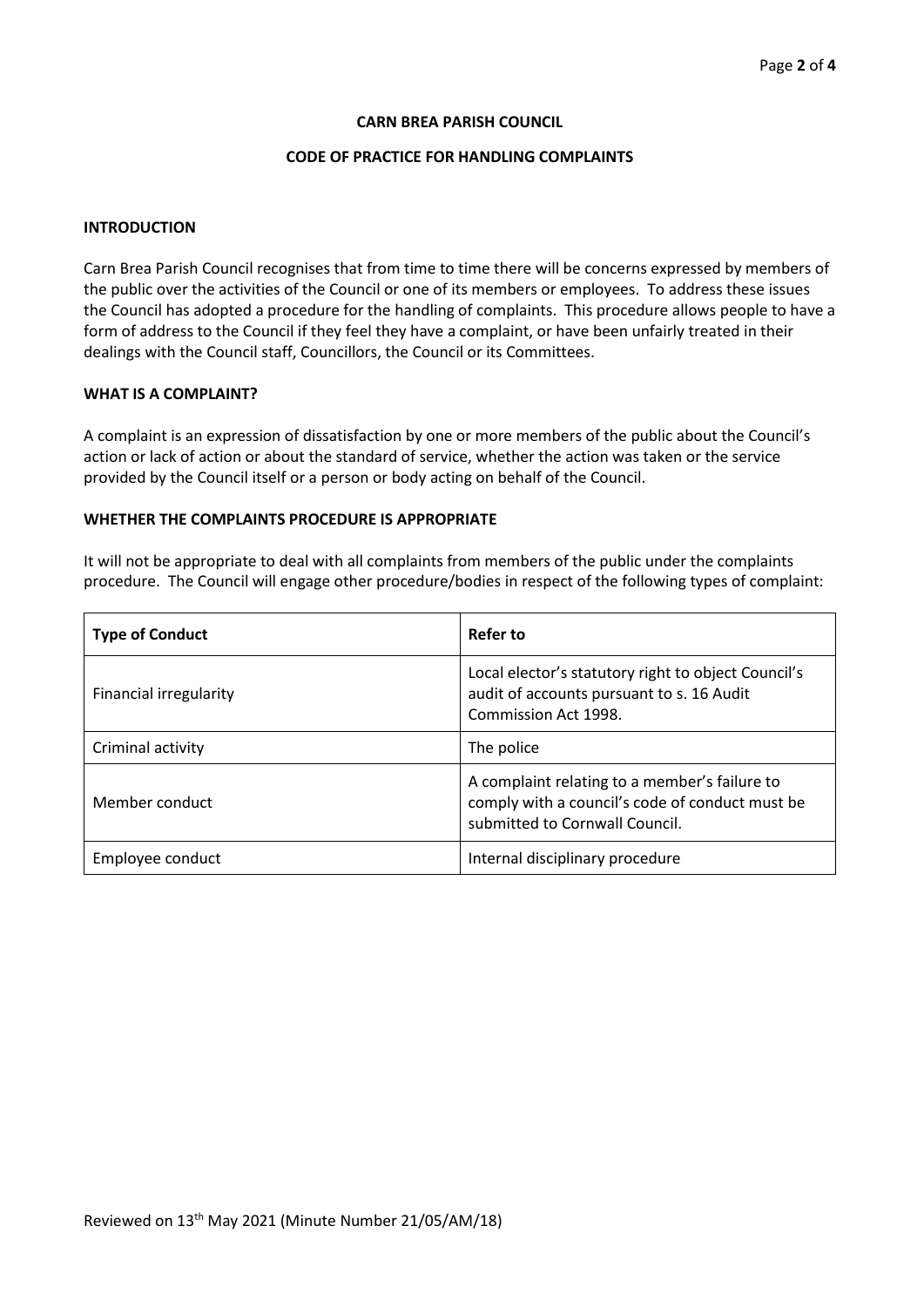# CARN BREA PARISH COUNCIL

## CODE OF PRACTICE FOR HANDLING COMPLAINTS

### INTRODUCTION

Carn Brea Parish Council recognises that from time to time there will be concerns expressed by members of the public over the activities of the Council or one of its members or employees. To address these issues the Council has adopted a procedure for the handling of complaints. This procedure allows people to have a form of address to the Council if they feel they have a complaint, or have been unfairly treated in their dealings with the Council staff, Councillors, the Council or its Committees.

### WHAT IS A COMPLAINT?

A complaint is an expression of dissatisfaction by one or more members of the public about the Council's action or lack of action or about the standard of service, whether the action was taken or the service provided by the Council itself or a person or body acting on behalf of the Council.

### WHETHER THE COMPLAINTS PROCEDURE IS APPROPRIATE

It will not be appropriate to deal with all complaints from members of the public under the complaints procedure. The Council will engage other procedure/bodies in respect of the following types of complaint:

| Type of Conduct | Refer to |
|---|---|
| Financial irregularity | Local elector's statutory right to object Council's audit of accounts pursuant to s. 16 Audit Commission Act 1998. |
| Criminal activity | The police |
| Member conduct | A complaint relating to a member's failure to comply with a council's code of conduct must be submitted to Cornwall Council. |
| Employee conduct | Internal disciplinary procedure |

Reviewed on 13th May 2021 (Minute Number 21/05/AM/18)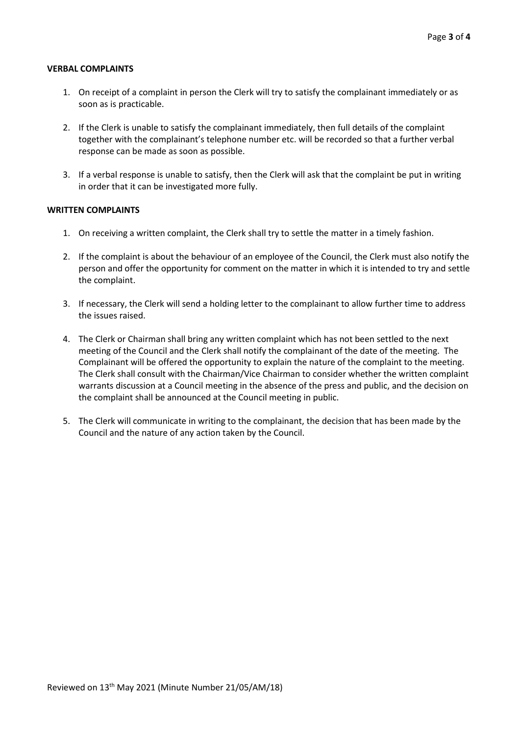**VERBAL COMPLAINTS**

1. On receipt of a complaint in person the Clerk will try to satisfy the complainant immediately or as soon as is practicable.

2. If the Clerk is unable to satisfy the complainant immediately, then full details of the complaint together with the complainant's telephone number etc. will be recorded so that a further verbal response can be made as soon as possible.

3. If a verbal response is unable to satisfy, then the Clerk will ask that the complaint be put in writing in order that it can be investigated more fully.

**WRITTEN COMPLAINTS**

1. On receiving a written complaint, the Clerk shall try to settle the matter in a timely fashion.

2. If the complaint is about the behaviour of an employee of the Council, the Clerk must also notify the person and offer the opportunity for comment on the matter in which it is intended to try and settle the complaint.

3. If necessary, the Clerk will send a holding letter to the complainant to allow further time to address the issues raised.

4. The Clerk or Chairman shall bring any written complaint which has not been settled to the next meeting of the Council and the Clerk shall notify the complainant of the date of the meeting. The Complainant will be offered the opportunity to explain the nature of the complaint to the meeting. The Clerk shall consult with the Chairman/Vice Chairman to consider whether the written complaint warrants discussion at a Council meeting in the absence of the press and public, and the decision on the complaint shall be announced at the Council meeting in public.

5. The Clerk will communicate in writing to the complainant, the decision that has been made by the Council and the nature of any action taken by the Council.

Reviewed on 13th May 2021 (Minute Number 21/05/AM/18)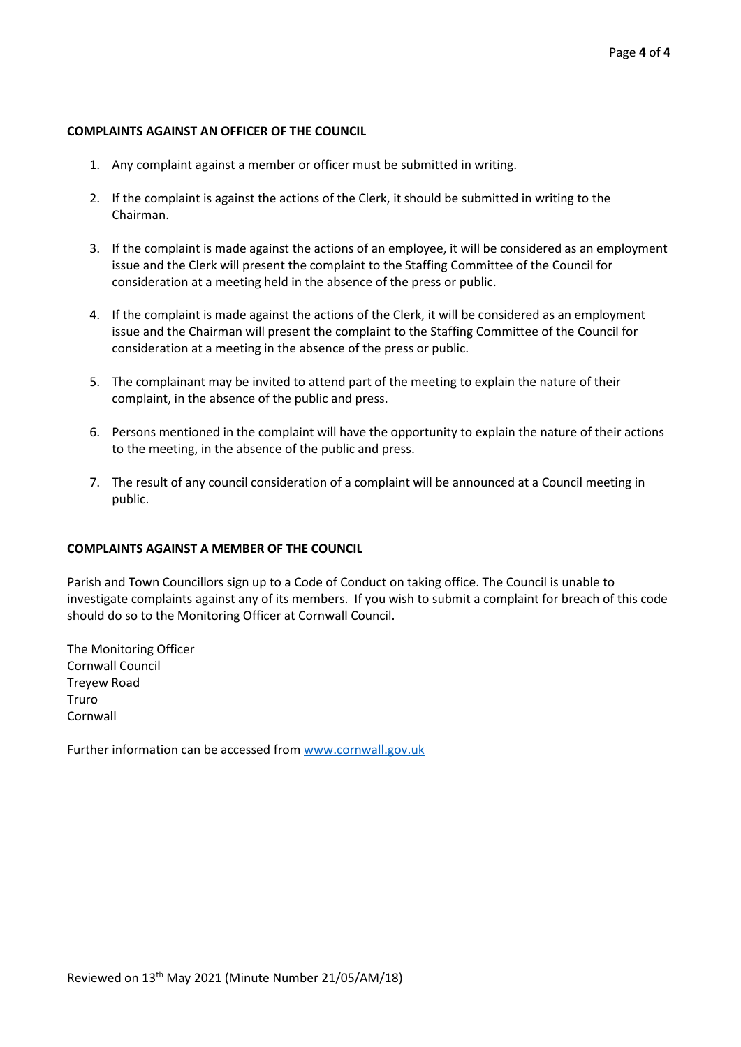**COMPLAINTS AGAINST AN OFFICER OF THE COUNCIL**

1. Any complaint against a member or officer must be submitted in writing.

2. If the complaint is against the actions of the Clerk, it should be submitted in writing to the Chairman.

3. If the complaint is made against the actions of an employee, it will be considered as an employment issue and the Clerk will present the complaint to the Staffing Committee of the Council for consideration at a meeting held in the absence of the press or public.

4. If the complaint is made against the actions of the Clerk, it will be considered as an employment issue and the Chairman will present the complaint to the Staffing Committee of the Council for consideration at a meeting in the absence of the press or public.

5. The complainant may be invited to attend part of the meeting to explain the nature of their complaint, in the absence of the public and press.

6. Persons mentioned in the complaint will have the opportunity to explain the nature of their actions to the meeting, in the absence of the public and press.

7. The result of any council consideration of a complaint will be announced at a Council meeting in public.

**COMPLAINTS AGAINST A MEMBER OF THE COUNCIL**

Parish and Town Councillors sign up to a Code of Conduct on taking office. The Council is unable to investigate complaints against any of its members. If you wish to submit a complaint for breach of this code should do so to the Monitoring Officer at Cornwall Council.

The Monitoring Officer
Cornwall Council
Treyew Road
Truro
Cornwall

Further information can be accessed from www.cornwall.gov.uk

Reviewed on 13th May 2021 (Minute Number 21/05/AM/18)